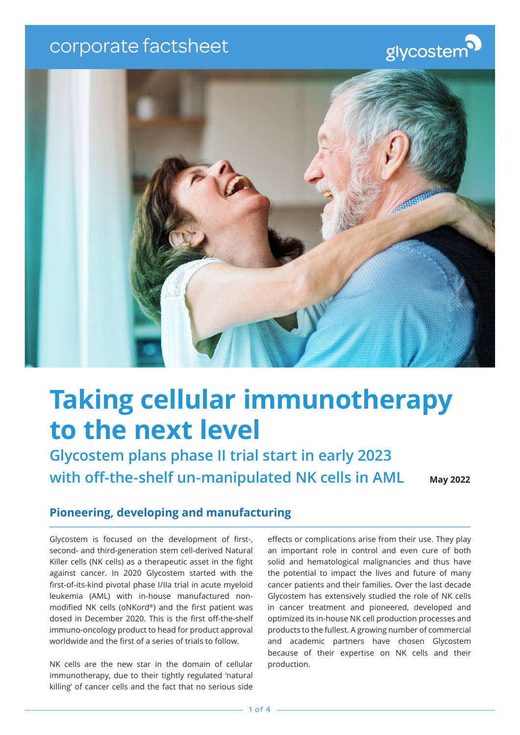corporate factsheet

glycostem

# Taking cellular immunotherapy to the next level

## Glycostem plans phase II trial start in early 2023 with off-the-shelf un-manipulated NK cells in AML

**May 2022**

### Pioneering, developing and manufacturing

Glycostem is focused on the development of first-, second- and third-generation stem cell-derived Natural Killer cells (NK cells) as a therapeutic asset in the fight against cancer. In 2020 Glycostem started with the first-of-its-kind pivotal phase I/IIa trial in acute myeloid leukemia (AML) with in-house manufactured non-modified NK cells (oNKord®) and the first patient was dosed in December 2020. This is the first off-the-shelf immuno-oncology product to head for product approval worldwide and the first of a series of trials to follow.

NK cells are the new star in the domain of cellular immunotherapy, due to their tightly regulated 'natural killing' of cancer cells and the fact that no serious side effects or complications arise from their use. They play an important role in control and even cure of both solid and hematological malignancies and thus have the potential to impact the lives and future of many cancer patients and their families. Over the last decade Glycostem has extensively studied the role of NK cells in cancer treatment and pioneered, developed and optimized its in-house NK cell production processes and products to the fullest. A growing number of commercial and academic partners have chosen Glycostem because of their expertise on NK cells and their production.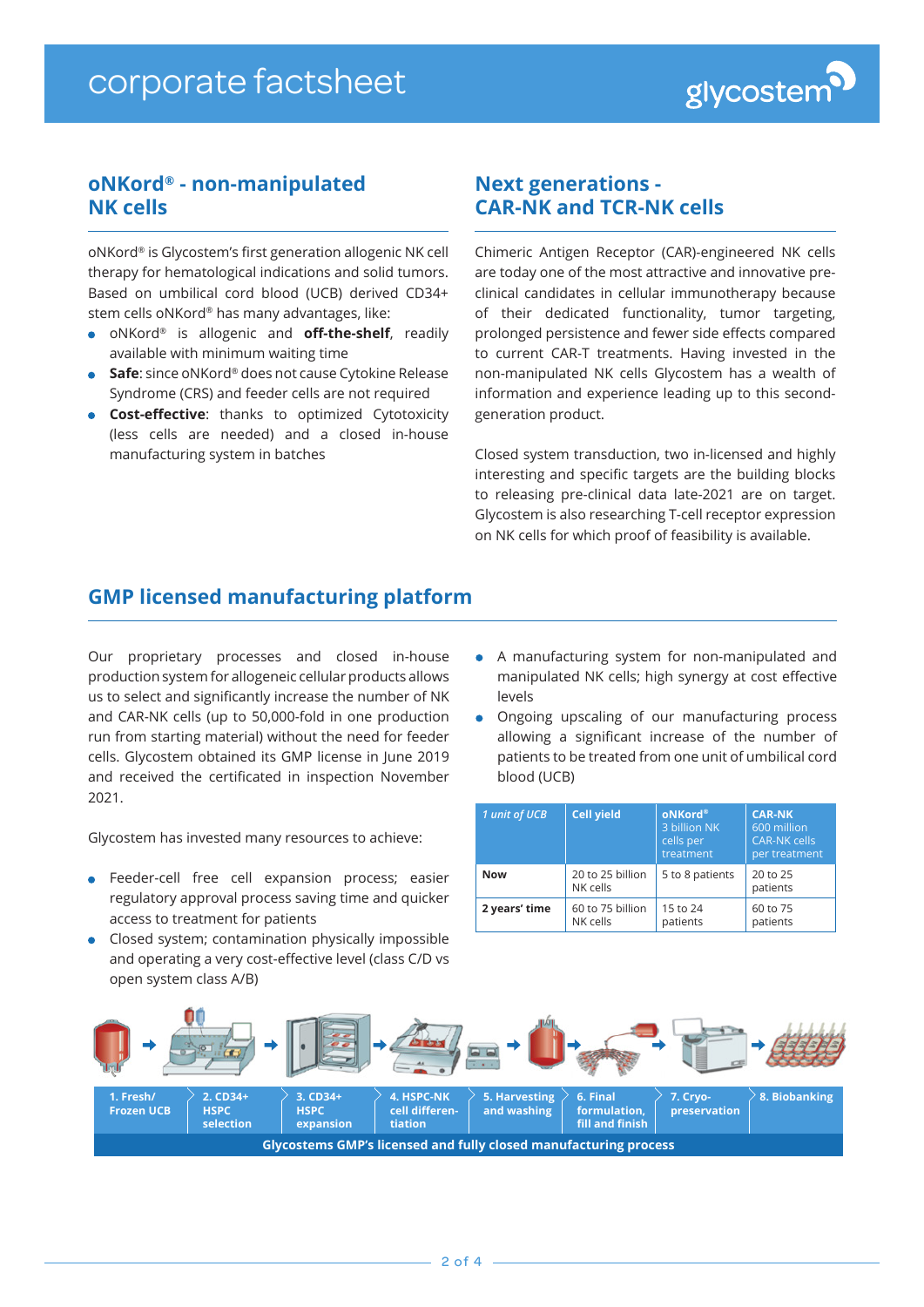corporate factsheet

## oNKord® - non-manipulated NK cells

oNKord® is Glycostem's first generation allogenic NK cell therapy for hematological indications and solid tumors. Based on umbilical cord blood (UCB) derived CD34+ stem cells oNKord® has many advantages, like:

- oNKord® is allogenic and **off-the-shelf**, readily available with minimum waiting time
- **Safe**: since oNKord® does not cause Cytokine Release Syndrome (CRS) and feeder cells are not required
- **Cost-effective**: thanks to optimized Cytotoxicity (less cells are needed) and a closed in-house manufacturing system in batches

## Next generations - CAR-NK and TCR-NK cells

Chimeric Antigen Receptor (CAR)-engineered NK cells are today one of the most attractive and innovative pre-clinical candidates in cellular immunotherapy because of their dedicated functionality, tumor targeting, prolonged persistence and fewer side effects compared to current CAR-T treatments. Having invested in the non-manipulated NK cells Glycostem has a wealth of information and experience leading up to this second-generation product.

Closed system transduction, two in-licensed and highly interesting and specific targets are the building blocks to releasing pre-clinical data late-2021 are on target. Glycostem is also researching T-cell receptor expression on NK cells for which proof of feasibility is available.

## GMP licensed manufacturing platform

Our proprietary processes and closed in-house production system for allogeneic cellular products allows us to select and significantly increase the number of NK and CAR-NK cells (up to 50,000-fold in one production run from starting material) without the need for feeder cells. Glycostem obtained its GMP license in June 2019 and received the certificated in inspection November 2021.

Glycostem has invested many resources to achieve:

- Feeder-cell free cell expansion process; easier regulatory approval process saving time and quicker access to treatment for patients
- Closed system; contamination physically impossible and operating a very cost-effective level (class C/D vs open system class A/B)
- A manufacturing system for non-manipulated and manipulated NK cells; high synergy at cost effective levels
- Ongoing upscaling of our manufacturing process allowing a significant increase of the number of patients to be treated from one unit of umbilical cord blood (UCB)

| *1 unit of UCB* | **Cell yield** | **oNKord®** 3 billion NK cells per treatment | **CAR-NK** 600 million CAR-NK cells per treatment |
|---|---|---|---|
| **Now** | 20 to 25 billion NK cells | 5 to 8 patients | 20 to 25 patients |
| **2 years' time** | 60 to 75 billion NK cells | 15 to 24 patients | 60 to 75 patients |

1. Fresh/ Frozen UCB → 2. CD34+ HSPC selection → 3. CD34+ HSPC expansion → 4. HSPC-NK cell differentiation → 5. Harvesting and washing → 6. Final formulation, fill and finish → 7. Cryo-preservation → 8. Biobanking

**Glycostems GMP's licensed and fully closed manufacturing process**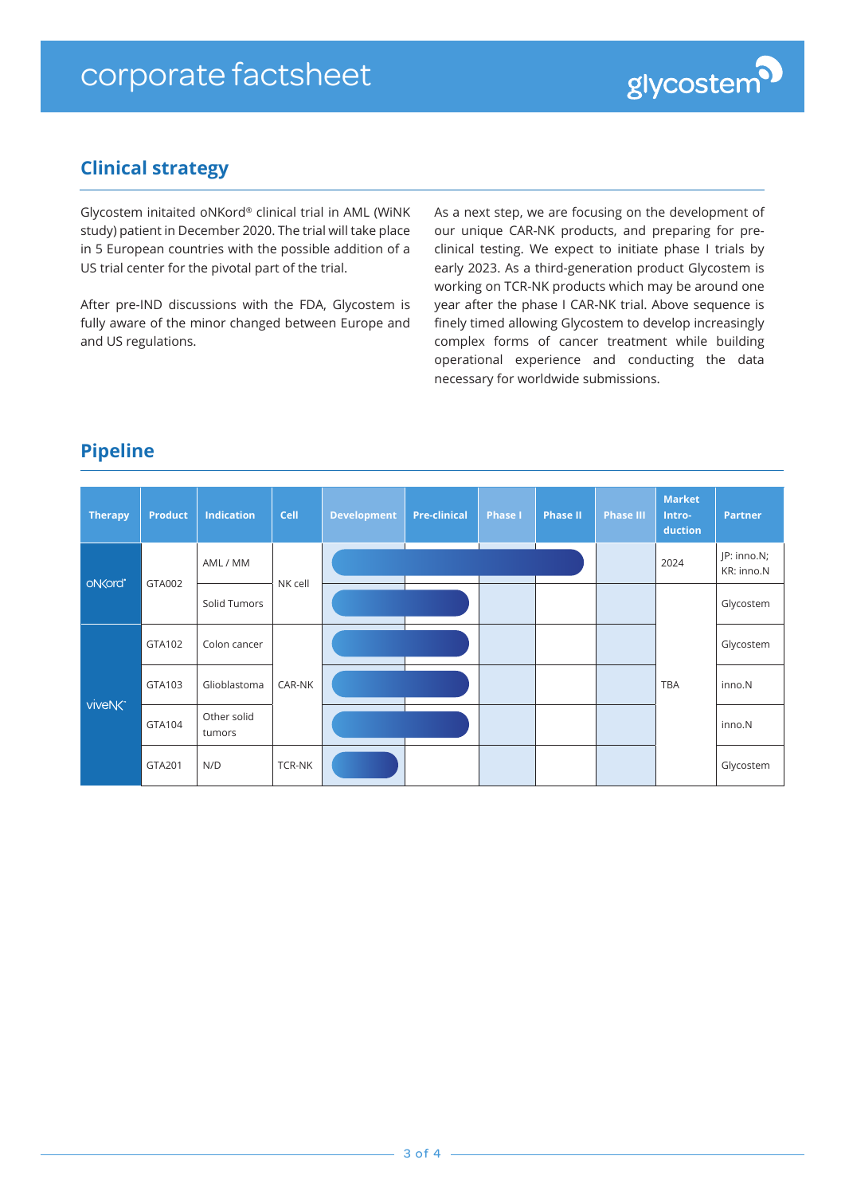## Clinical strategy

Glycostem initaited oNKord® clinical trial in AML (WiNK study) patient in December 2020. The trial will take place in 5 European countries with the possible addition of a US trial center for the pivotal part of the trial.

After pre-IND discussions with the FDA, Glycostem is fully aware of the minor changed between Europe and and US regulations.

As a next step, we are focusing on the development of our unique CAR-NK products, and preparing for pre-clinical testing. We expect to initiate phase I trials by early 2023. As a third-generation product Glycostem is working on TCR-NK products which may be around one year after the phase I CAR-NK trial. Above sequence is finely timed allowing Glycostem to develop increasingly complex forms of cancer treatment while building operational experience and conducting the data necessary for worldwide submissions.

## Pipeline

| Therapy | Product | Indication | Cell | Development | Pre-clinical | Phase I | Phase II | Phase III | Market Intro-duction | Partner |
|---|---|---|---|---|---|---|---|---|---|---|
| oNKord® | GTA002 | AML / MM | NK cell | ■ | ■ | ■ | ■ | | 2024 | JP: inno.N; KR: inno.N |
| | | Solid Tumors | | ■ | ■ | | | | TBA | Glycostem |
| viveNK™ | GTA102 | Colon cancer | CAR-NK | ■ | ■ | | | | | Glycostem |
| | GTA103 | Glioblastoma | | ■ | ■ | | | | | inno.N |
| | GTA104 | Other solid tumors | | ■ | ■ | | | | | inno.N |
| | GTA201 | N/D | TCR-NK | ■ | | | | | | Glycostem |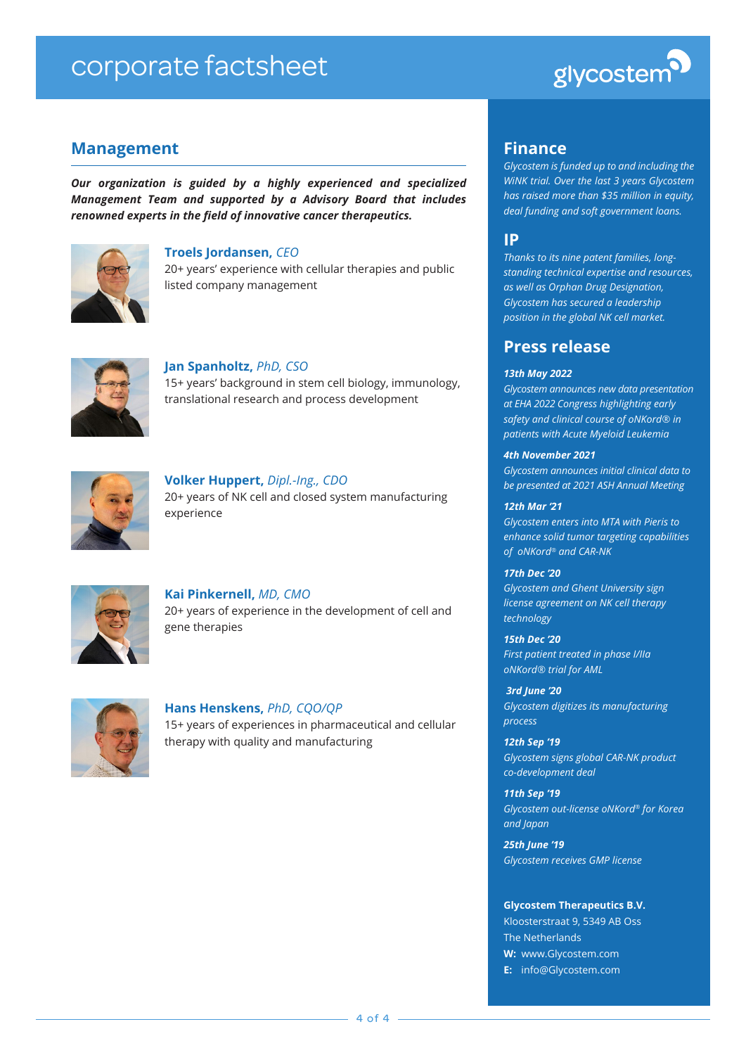# corporate factsheet

glycostem

## Management

***Our organization is guided by a highly experienced and specialized Management Team and supported by a Advisory Board that includes renowned experts in the field of innovative cancer therapeutics.***

**Troels Jordansen,** *CEO*
20+ years' experience with cellular therapies and public listed company management

**Jan Spanholtz,** *PhD, CSO*
15+ years' background in stem cell biology, immunology, translational research and process development

**Volker Huppert,** *Dipl.-Ing., CDO*
20+ years of NK cell and closed system manufacturing experience

**Kai Pinkernell,** *MD, CMO*
20+ years of experience in the development of cell and gene therapies

**Hans Henskens,** *PhD, CQO/QP*
15+ years of experiences in pharmaceutical and cellular therapy with quality and manufacturing

## Finance

*Glycostem is funded up to and including the WiNK trial. Over the last 3 years Glycostem has raised more than $35 million in equity, deal funding and soft government loans.*

## IP

*Thanks to its nine patent families, long-standing technical expertise and resources, as well as Orphan Drug Designation, Glycostem has secured a leadership position in the global NK cell market.*

## Press release

***13th May 2022***
*Glycostem announces new data presentation at EHA 2022 Congress highlighting early safety and clinical course of oNKord® in patients with Acute Myeloid Leukemia*

***4th November 2021***
*Glycostem announces initial clinical data to be presented at 2021 ASH Annual Meeting*

***12th Mar '21***
*Glycostem enters into MTA with Pieris to enhance solid tumor targeting capabilities of oNKord® and CAR-NK*

***17th Dec '20***
*Glycostem and Ghent University sign license agreement on NK cell therapy technology*

***15th Dec '20***
*First patient treated in phase I/IIa oNKord® trial for AML*

***3rd June '20***
*Glycostem digitizes its manufacturing process*

***12th Sep '19***
*Glycostem signs global CAR-NK product co-development deal*

***11th Sep '19***
*Glycostem out-license oNKord® for Korea and Japan*

***25th June '19***
*Glycostem receives GMP license*

**Glycostem Therapeutics B.V.**
Kloosterstraat 9, 5349 AB Oss
The Netherlands
**W:** www.Glycostem.com
**E:** info@Glycostem.com